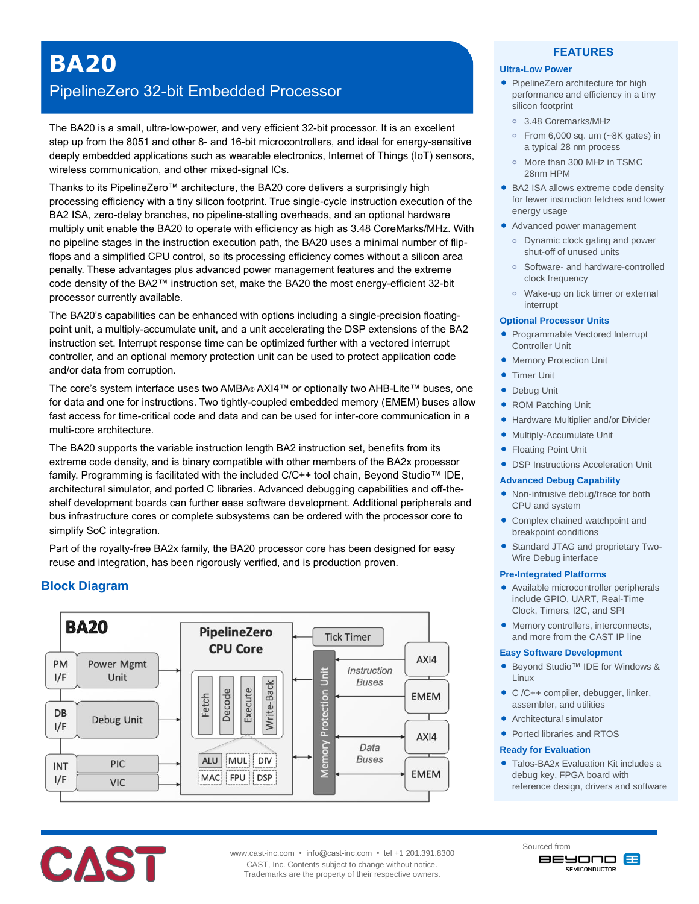# BA20

## PipelineZero 32-bit Embedded Processor

The BA20 is a small, ultra-low-power, and very efficient 32-bit processor. It is an excellent step up from the 8051 and other 8- and 16-bit microcontrollers, and ideal for energy-sensitive deeply embedded applications such as wearable electronics, Internet of Things (IoT) sensors, wireless communication, and other mixed-signal ICs.

Thanks to its PipelineZero™ architecture, the BA20 core delivers a surprisingly high processing efficiency with a tiny silicon footprint. True single-cycle instruction execution of the BA2 ISA, zero-delay branches, no pipeline-stalling overheads, and an optional hardware multiply unit enable the BA20 to operate with efficiency as high as 3.48 CoreMarks/MHz. With no pipeline stages in the instruction execution path, the BA20 uses a minimal number of flip-flops and a simplified CPU control, so its processing efficiency comes without a silicon area penalty. These advantages plus advanced power management features and the extreme code density of the BA2™ instruction set, make the BA20 the most energy-efficient 32-bit processor currently available.

The BA20's capabilities can be enhanced with options including a single-precision floating-point unit, a multiply-accumulate unit, and a unit accelerating the DSP extensions of the BA2 instruction set. Interrupt response time can be optimized further with a vectored interrupt controller, and an optional memory protection unit can be used to protect application code and/or data from corruption.

The core's system interface uses two AMBA® AXI4™ or optionally two AHB-Lite™ buses, one for data and one for instructions. Two tightly-coupled embedded memory (EMEM) buses allow fast access for time-critical code and data and can be used for inter-core communication in a multi-core architecture.

The BA20 supports the variable instruction length BA2 instruction set, benefits from its extreme code density, and is binary compatible with other members of the BA2x processor family. Programming is facilitated with the included C/C++ tool chain, Beyond Studio™ IDE, architectural simulator, and ported C libraries. Advanced debugging capabilities and off-the-shelf development boards can further ease software development. Additional peripherals and bus infrastructure cores or complete subsystems can be ordered with the processor core to simplify SoC integration.

Part of the royalty-free BA2x family, the BA20 processor core has been designed for easy reuse and integration, has been rigorously verified, and is production proven.

## Block Diagram

BA20

- PM I/F — Power Mgmt Unit
- DB I/F — Debug Unit
- INT I/F — PIC, VIC
- PipelineZero CPU Core: Fetch, Decode, Execute, Write-Back; ALU, MUL, DIV, MAC, FPU, DSP
- Tick Timer
- Memory Protection Unit
- Instruction Buses: AXI4, EMEM
- Data Buses: AXI4, EMEM

## FEATURES

### Ultra-Low Power

- PipelineZero architecture for high performance and efficiency in a tiny silicon footprint
  - 3.48 Coremarks/MHz
  - From 6,000 sq. um (~8K gates) in a typical 28 nm process
  - More than 300 MHz in TSMC 28nm HPM
- BA2 ISA allows extreme code density for fewer instruction fetches and lower energy usage
- Advanced power management
  - Dynamic clock gating and power shut-off of unused units
  - Software- and hardware-controlled clock frequency
  - Wake-up on tick timer or external interrupt

### Optional Processor Units

- Programmable Vectored Interrupt Controller Unit
- Memory Protection Unit
- Timer Unit
- Debug Unit
- ROM Patching Unit
- Hardware Multiplier and/or Divider
- Multiply-Accumulate Unit
- Floating Point Unit
- DSP Instructions Acceleration Unit

### Advanced Debug Capability

- Non-intrusive debug/trace for both CPU and system
- Complex chained watchpoint and breakpoint conditions
- Standard JTAG and proprietary Two-Wire Debug interface

### Pre-Integrated Platforms

- Available microcontroller peripherals include GPIO, UART, Real-Time Clock, Timers, I2C, and SPI
- Memory controllers, interconnects, and more from the CAST IP line

### Easy Software Development

- Beyond Studio™ IDE for Windows & Linux
- C /C++ compiler, debugger, linker, assembler, and utilities
- Architectural simulator
- Ported libraries and RTOS

### Ready for Evaluation

- Talos-BA2x Evaluation Kit includes a debug key, FPGA board with reference design, drivers and software

www.cast-inc.com • info@cast-inc.com • tel +1 201.391.8300
CAST, Inc. Contents subject to change without notice.
Trademarks are the property of their respective owners.

Sourced from BEYOND SEMICONDUCTOR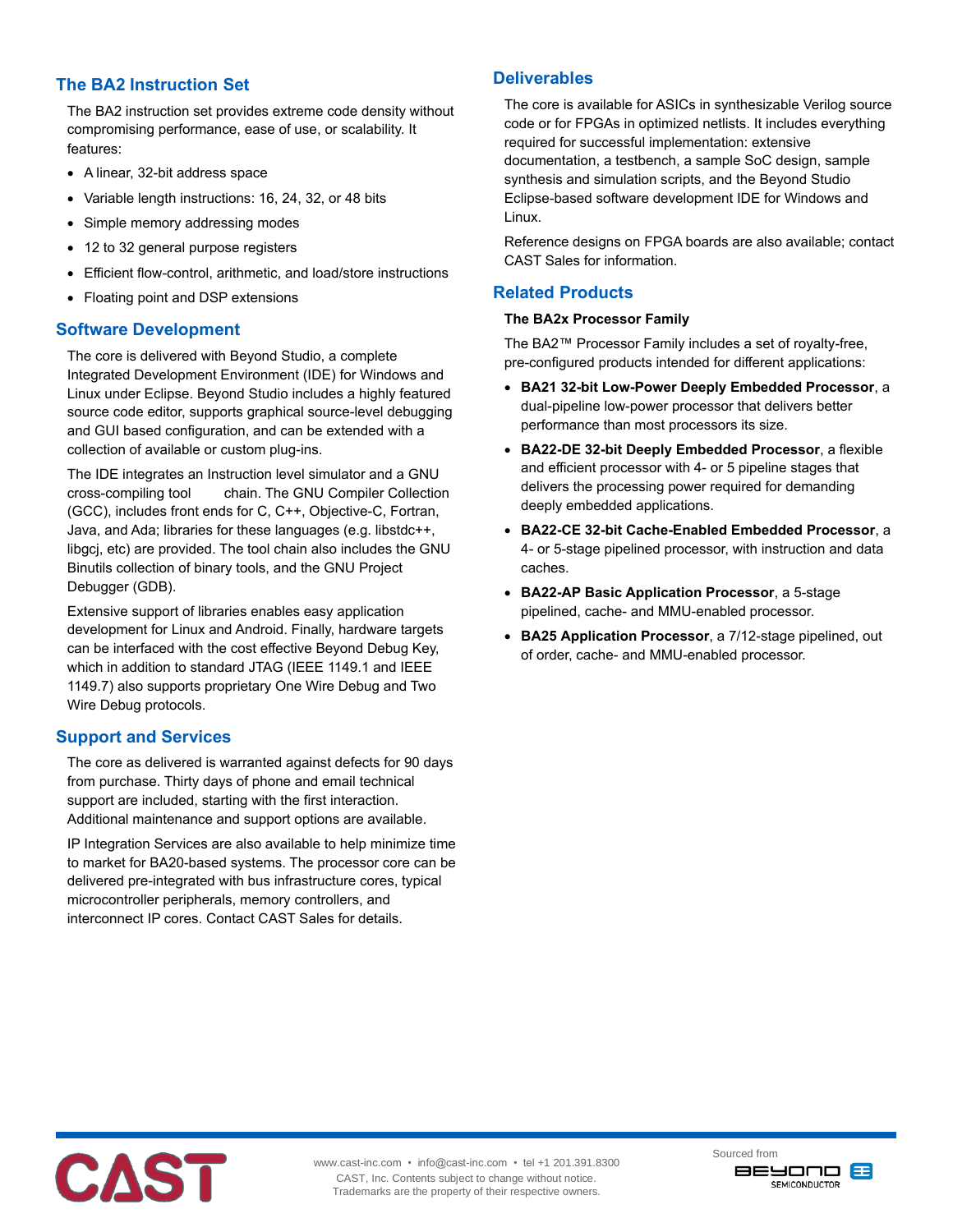## The BA2 Instruction Set

The BA2 instruction set provides extreme code density without compromising performance, ease of use, or scalability. It features:

- A linear, 32-bit address space
- Variable length instructions: 16, 24, 32, or 48 bits
- Simple memory addressing modes
- 12 to 32 general purpose registers
- Efficient flow-control, arithmetic, and load/store instructions
- Floating point and DSP extensions

## Software Development

The core is delivered with Beyond Studio, a complete Integrated Development Environment (IDE) for Windows and Linux under Eclipse. Beyond Studio includes a highly featured source code editor, supports graphical source-level debugging and GUI based configuration, and can be extended with a collection of available or custom plug-ins.

The IDE integrates an Instruction level simulator and a GNU cross-compiling tool chain. The GNU Compiler Collection (GCC), includes front ends for C, C++, Objective-C, Fortran, Java, and Ada; libraries for these languages (e.g. libstdc++, libgcj, etc) are provided. The tool chain also includes the GNU Binutils collection of binary tools, and the GNU Project Debugger (GDB).

Extensive support of libraries enables easy application development for Linux and Android. Finally, hardware targets can be interfaced with the cost effective Beyond Debug Key, which in addition to standard JTAG (IEEE 1149.1 and IEEE 1149.7) also supports proprietary One Wire Debug and Two Wire Debug protocols.

## Support and Services

The core as delivered is warranted against defects for 90 days from purchase. Thirty days of phone and email technical support are included, starting with the first interaction. Additional maintenance and support options are available.

IP Integration Services are also available to help minimize time to market for BA20-based systems. The processor core can be delivered pre-integrated with bus infrastructure cores, typical microcontroller peripherals, memory controllers, and interconnect IP cores. Contact CAST Sales for details.

## Deliverables

The core is available for ASICs in synthesizable Verilog source code or for FPGAs in optimized netlists. It includes everything required for successful implementation: extensive documentation, a testbench, a sample SoC design, sample synthesis and simulation scripts, and the Beyond Studio Eclipse-based software development IDE for Windows and Linux.

Reference designs on FPGA boards are also available; contact CAST Sales for information.

## Related Products

### The BA2x Processor Family

The BA2™ Processor Family includes a set of royalty-free, pre-configured products intended for different applications:

- **BA21 32-bit Low-Power Deeply Embedded Processor**, a dual-pipeline low-power processor that delivers better performance than most processors its size.
- **BA22-DE 32-bit Deeply Embedded Processor**, a flexible and efficient processor with 4- or 5 pipeline stages that delivers the processing power required for demanding deeply embedded applications.
- **BA22-CE 32-bit Cache-Enabled Embedded Processor**, a 4- or 5-stage pipelined processor, with instruction and data caches.
- **BA22-AP Basic Application Processor**, a 5-stage pipelined, cache- and MMU-enabled processor.
- **BA25 Application Processor**, a 7/12-stage pipelined, out of order, cache- and MMU-enabled processor.

CAST

www.cast-inc.com • info@cast-inc.com • tel +1 201.391.8300
CAST, Inc. Contents subject to change without notice.
Trademarks are the property of their respective owners.

Sourced from BEYOND SEMICONDUCTOR